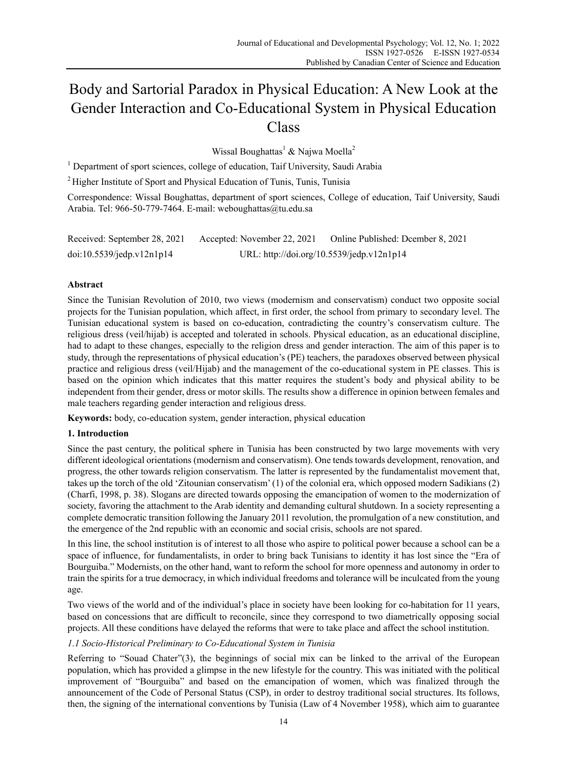# Body and Sartorial Paradox in Physical Education: A New Look at the Gender Interaction and Co-Educational System in Physical Education Class

Wissal Boughattas[1] & Najwa Moella[2]

[1] Department of sport sciences, college of education, Taif University, Saudi Arabia

[2] Higher Institute of Sport and Physical Education of Tunis, Tunis, Tunisia

Correspondence: Wissal Boughattas, department of sport sciences, College of education, Taif University, Saudi Arabia. Tel: 966-50-779-7464. E-mail: weboughattas@tu.edu.sa

Received: September 28, 2021 Accepted: November 22, 2021 Online Published: Dcember 8, 2021

doi:10.5539/jedp.v12n1p14 URL: http://doi.org/10.5539/jedp.v12n1p14

**Abstract**

Since the Tunisian Revolution of 2010, two views (modernism and conservatism) conduct two opposite social projects for the Tunisian population, which affect, in first order, the school from primary to secondary level. The Tunisian educational system is based on co-education, contradicting the country's conservatism culture. The religious dress (veil/hijab) is accepted and tolerated in schools. Physical education, as an educational discipline, had to adapt to these changes, especially to the religion dress and gender interaction. The aim of this paper is to study, through the representations of physical education's (PE) teachers, the paradoxes observed between physical practice and religious dress (veil/Hijab) and the management of the co-educational system in PE classes. This is based on the opinion which indicates that this matter requires the student's body and physical ability to be independent from their gender, dress or motor skills. The results show a difference in opinion between females and male teachers regarding gender interaction and religious dress.

**Keywords:** body, co-education system, gender interaction, physical education

## 1. Introduction

Since the past century, the political sphere in Tunisia has been constructed by two large movements with very different ideological orientations (modernism and conservatism). One tends towards development, renovation, and progress, the other towards religion conservatism. The latter is represented by the fundamentalist movement that, takes up the torch of the old 'Zitounian conservatism' (1) of the colonial era, which opposed modern Sadikians (2) (Charfi, 1998, p. 38). Slogans are directed towards opposing the emancipation of women to the modernization of society, favoring the attachment to the Arab identity and demanding cultural shutdown. In a society representing a complete democratic transition following the January 2011 revolution, the promulgation of a new constitution, and the emergence of the 2nd republic with an economic and social crisis, schools are not spared.

In this line, the school institution is of interest to all those who aspire to political power because a school can be a space of influence, for fundamentalists, in order to bring back Tunisians to identity it has lost since the "Era of Bourguiba." Modernists, on the other hand, want to reform the school for more openness and autonomy in order to train the spirits for a true democracy, in which individual freedoms and tolerance will be inculcated from the young age.

Two views of the world and of the individual's place in society have been looking for co-habitation for 11 years, based on concessions that are difficult to reconcile, since they correspond to two diametrically opposing social projects. All these conditions have delayed the reforms that were to take place and affect the school institution.

### *1.1 Socio-Historical Preliminary to Co-Educational System in Tunisia*

Referring to "Souad Chater"(3), the beginnings of social mix can be linked to the arrival of the European population, which has provided a glimpse in the new lifestyle for the country. This was initiated with the political improvement of "Bourguiba" and based on the emancipation of women, which was finalized through the announcement of the Code of Personal Status (CSP), in order to destroy traditional social structures. Its follows, then, the signing of the international conventions by Tunisia (Law of 4 November 1958), which aim to guarantee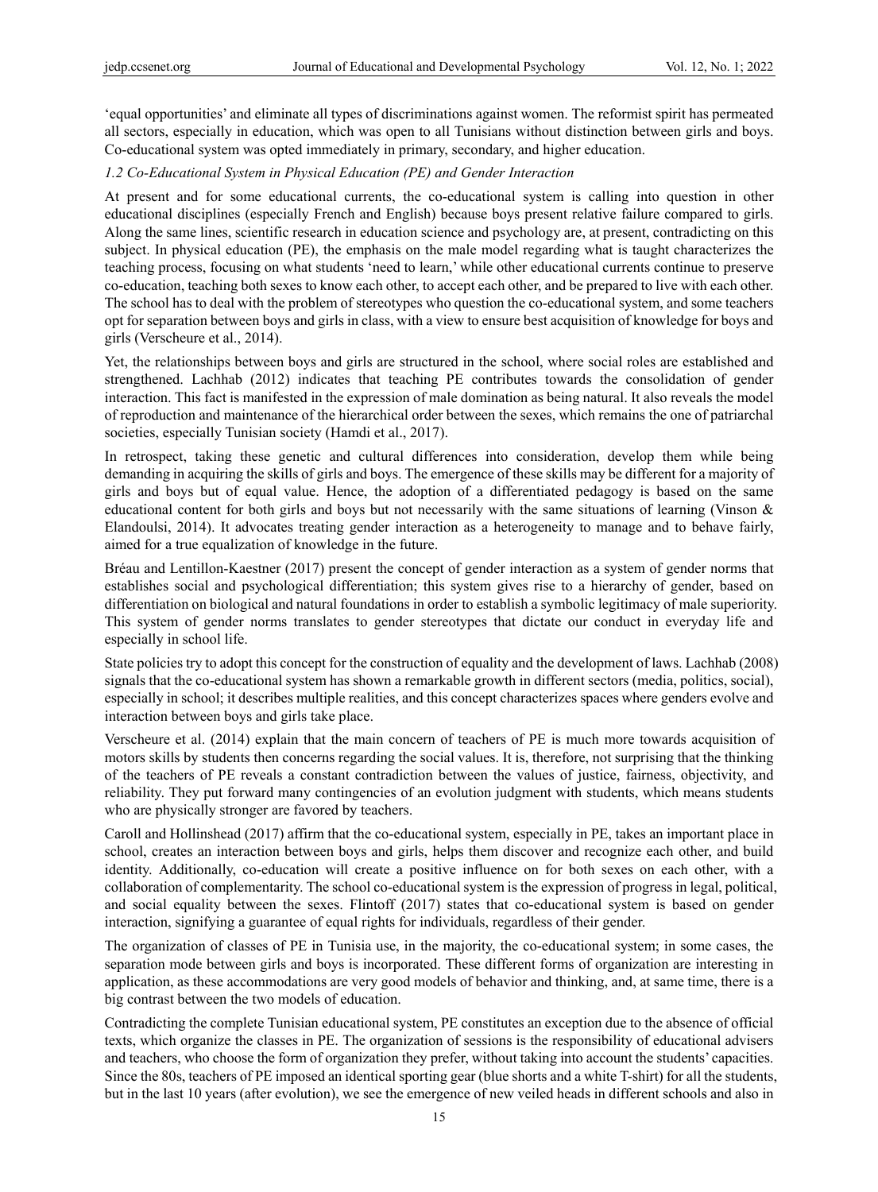'equal opportunities' and eliminate all types of discriminations against women. The reformist spirit has permeated all sectors, especially in education, which was open to all Tunisians without distinction between girls and boys. Co-educational system was opted immediately in primary, secondary, and higher education.

### *1.2 Co-Educational System in Physical Education (PE) and Gender Interaction*

At present and for some educational currents, the co-educational system is calling into question in other educational disciplines (especially French and English) because boys present relative failure compared to girls. Along the same lines, scientific research in education science and psychology are, at present, contradicting on this subject. In physical education (PE), the emphasis on the male model regarding what is taught characterizes the teaching process, focusing on what students 'need to learn,' while other educational currents continue to preserve co-education, teaching both sexes to know each other, to accept each other, and be prepared to live with each other. The school has to deal with the problem of stereotypes who question the co-educational system, and some teachers opt for separation between boys and girls in class, with a view to ensure best acquisition of knowledge for boys and girls (Verscheure et al., 2014).

Yet, the relationships between boys and girls are structured in the school, where social roles are established and strengthened. Lachhab (2012) indicates that teaching PE contributes towards the consolidation of gender interaction. This fact is manifested in the expression of male domination as being natural. It also reveals the model of reproduction and maintenance of the hierarchical order between the sexes, which remains the one of patriarchal societies, especially Tunisian society (Hamdi et al., 2017).

In retrospect, taking these genetic and cultural differences into consideration, develop them while being demanding in acquiring the skills of girls and boys. The emergence of these skills may be different for a majority of girls and boys but of equal value. Hence, the adoption of a differentiated pedagogy is based on the same educational content for both girls and boys but not necessarily with the same situations of learning (Vinson & Elandoulsi, 2014). It advocates treating gender interaction as a heterogeneity to manage and to behave fairly, aimed for a true equalization of knowledge in the future.

Bréau and Lentillon-Kaestner (2017) present the concept of gender interaction as a system of gender norms that establishes social and psychological differentiation; this system gives rise to a hierarchy of gender, based on differentiation on biological and natural foundations in order to establish a symbolic legitimacy of male superiority. This system of gender norms translates to gender stereotypes that dictate our conduct in everyday life and especially in school life.

State policies try to adopt this concept for the construction of equality and the development of laws. Lachhab (2008) signals that the co-educational system has shown a remarkable growth in different sectors (media, politics, social), especially in school; it describes multiple realities, and this concept characterizes spaces where genders evolve and interaction between boys and girls take place.

Verscheure et al. (2014) explain that the main concern of teachers of PE is much more towards acquisition of motors skills by students then concerns regarding the social values. It is, therefore, not surprising that the thinking of the teachers of PE reveals a constant contradiction between the values of justice, fairness, objectivity, and reliability. They put forward many contingencies of an evolution judgment with students, which means students who are physically stronger are favored by teachers.

Caroll and Hollinshead (2017) affirm that the co-educational system, especially in PE, takes an important place in school, creates an interaction between boys and girls, helps them discover and recognize each other, and build identity. Additionally, co-education will create a positive influence on for both sexes on each other, with a collaboration of complementarity. The school co-educational system is the expression of progress in legal, political, and social equality between the sexes. Flintoff (2017) states that co-educational system is based on gender interaction, signifying a guarantee of equal rights for individuals, regardless of their gender.

The organization of classes of PE in Tunisia use, in the majority, the co-educational system; in some cases, the separation mode between girls and boys is incorporated. These different forms of organization are interesting in application, as these accommodations are very good models of behavior and thinking, and, at same time, there is a big contrast between the two models of education.

Contradicting the complete Tunisian educational system, PE constitutes an exception due to the absence of official texts, which organize the classes in PE. The organization of sessions is the responsibility of educational advisers and teachers, who choose the form of organization they prefer, without taking into account the students' capacities. Since the 80s, teachers of PE imposed an identical sporting gear (blue shorts and a white T-shirt) for all the students, but in the last 10 years (after evolution), we see the emergence of new veiled heads in different schools and also in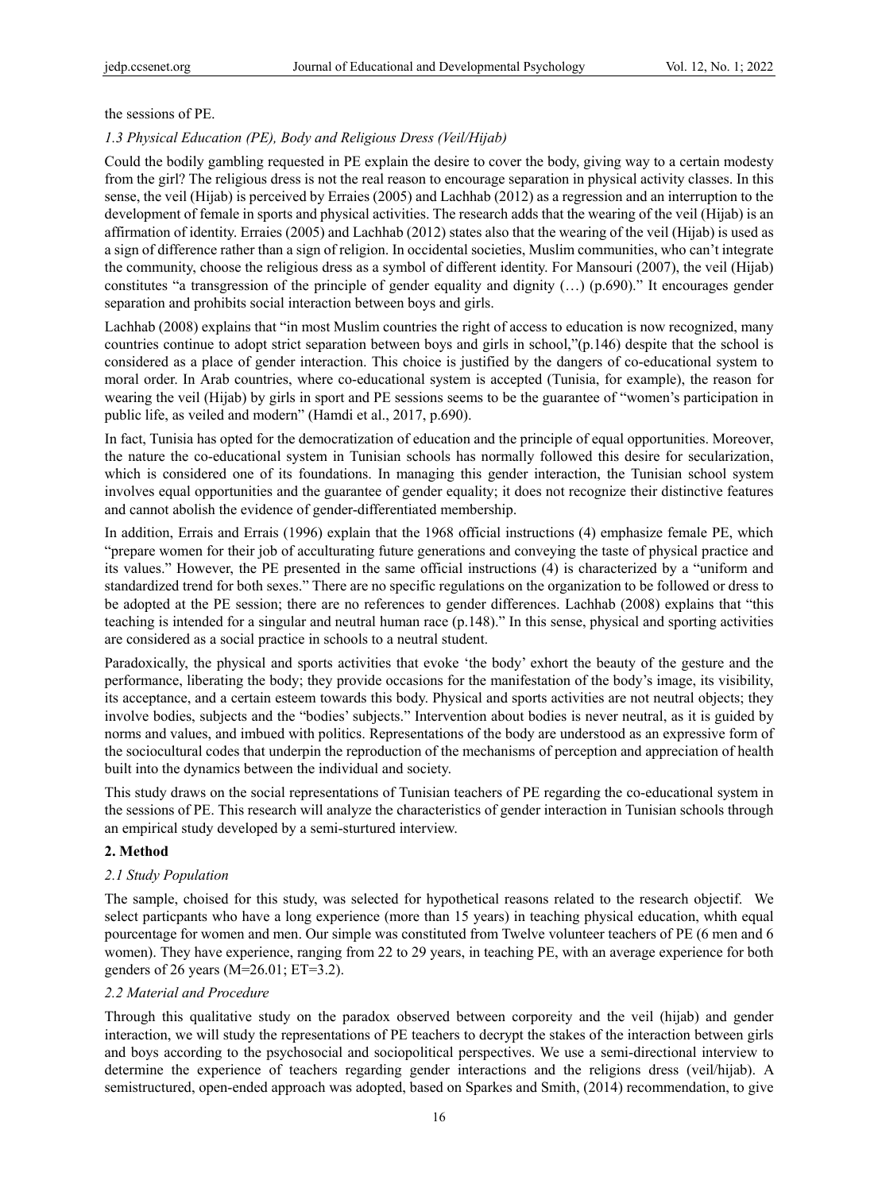the sessions of PE.

### *1.3 Physical Education (PE), Body and Religious Dress (Veil/Hijab)*

Could the bodily gambling requested in PE explain the desire to cover the body, giving way to a certain modesty from the girl? The religious dress is not the real reason to encourage separation in physical activity classes. In this sense, the veil (Hijab) is perceived by Erraies (2005) and Lachhab (2012) as a regression and an interruption to the development of female in sports and physical activities. The research adds that the wearing of the veil (Hijab) is an affirmation of identity. Erraies (2005) and Lachhab (2012) states also that the wearing of the veil (Hijab) is used as a sign of difference rather than a sign of religion. In occidental societies, Muslim communities, who can't integrate the community, choose the religious dress as a symbol of different identity. For Mansouri (2007), the veil (Hijab) constitutes "a transgression of the principle of gender equality and dignity (…) (p.690)." It encourages gender separation and prohibits social interaction between boys and girls.

Lachhab (2008) explains that "in most Muslim countries the right of access to education is now recognized, many countries continue to adopt strict separation between boys and girls in school,"(p.146) despite that the school is considered as a place of gender interaction. This choice is justified by the dangers of co-educational system to moral order. In Arab countries, where co-educational system is accepted (Tunisia, for example), the reason for wearing the veil (Hijab) by girls in sport and PE sessions seems to be the guarantee of "women's participation in public life, as veiled and modern" (Hamdi et al., 2017, p.690).

In fact, Tunisia has opted for the democratization of education and the principle of equal opportunities. Moreover, the nature the co-educational system in Tunisian schools has normally followed this desire for secularization, which is considered one of its foundations. In managing this gender interaction, the Tunisian school system involves equal opportunities and the guarantee of gender equality; it does not recognize their distinctive features and cannot abolish the evidence of gender-differentiated membership.

In addition, Errais and Errais (1996) explain that the 1968 official instructions (4) emphasize female PE, which "prepare women for their job of acculturating future generations and conveying the taste of physical practice and its values." However, the PE presented in the same official instructions (4) is characterized by a "uniform and standardized trend for both sexes." There are no specific regulations on the organization to be followed or dress to be adopted at the PE session; there are no references to gender differences. Lachhab (2008) explains that "this teaching is intended for a singular and neutral human race (p.148)." In this sense, physical and sporting activities are considered as a social practice in schools to a neutral student.

Paradoxically, the physical and sports activities that evoke 'the body' exhort the beauty of the gesture and the performance, liberating the body; they provide occasions for the manifestation of the body's image, its visibility, its acceptance, and a certain esteem towards this body. Physical and sports activities are not neutral objects; they involve bodies, subjects and the "bodies' subjects." Intervention about bodies is never neutral, as it is guided by norms and values, and imbued with politics. Representations of the body are understood as an expressive form of the sociocultural codes that underpin the reproduction of the mechanisms of perception and appreciation of health built into the dynamics between the individual and society.

This study draws on the social representations of Tunisian teachers of PE regarding the co-educational system in the sessions of PE. This research will analyze the characteristics of gender interaction in Tunisian schools through an empirical study developed by a semi-sturtured interview.

## 2. Method

### *2.1 Study Population*

The sample, choised for this study, was selected for hypothetical reasons related to the research objectif. We select particpants who have a long experience (more than 15 years) in teaching physical education, whith equal pourcentage for women and men. Our simple was constituted from Twelve volunteer teachers of PE (6 men and 6 women). They have experience, ranging from 22 to 29 years, in teaching PE, with an average experience for both genders of 26 years (M=26.01; ET=3.2).

### *2.2 Material and Procedure*

Through this qualitative study on the paradox observed between corporeity and the veil (hijab) and gender interaction, we will study the representations of PE teachers to decrypt the stakes of the interaction between girls and boys according to the psychosocial and sociopolitical perspectives. We use a semi-directional interview to determine the experience of teachers regarding gender interactions and the religions dress (veil/hijab). A semistructured, open-ended approach was adopted, based on Sparkes and Smith, (2014) recommendation, to give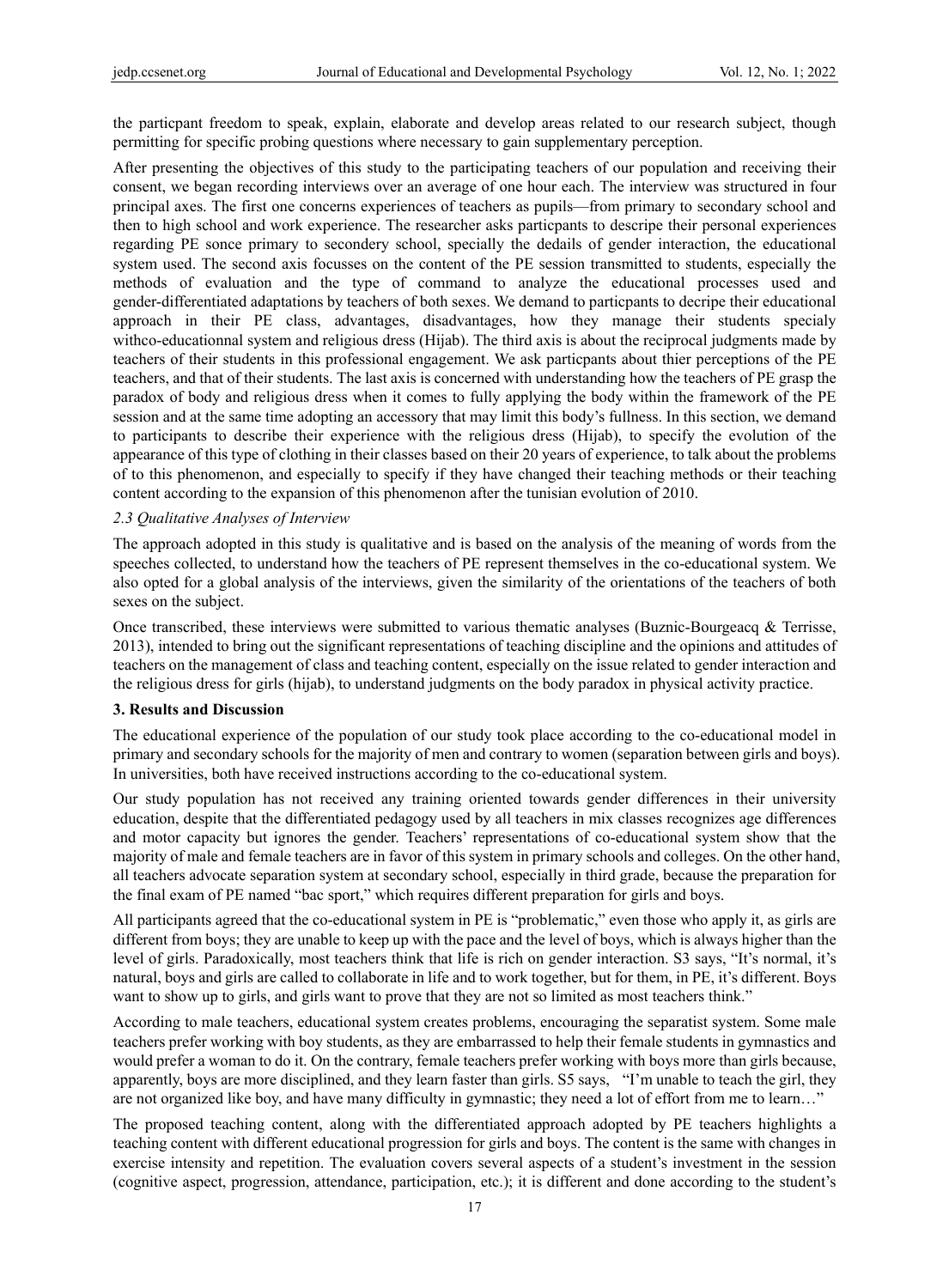the particpant freedom to speak, explain, elaborate and develop areas related to our research subject, though permitting for specific probing questions where necessary to gain supplementary perception.

After presenting the objectives of this study to the participating teachers of our population and receiving their consent, we began recording interviews over an average of one hour each. The interview was structured in four principal axes. The first one concerns experiences of teachers as pupils—from primary to secondary school and then to high school and work experience. The researcher asks particpants to descripe their personal experiences regarding PE sonce primary to secondery school, specially the dedails of gender interaction, the educational system used. The second axis focusses on the content of the PE session transmitted to students, especially the methods of evaluation and the type of command to analyze the educational processes used and gender-differentiated adaptations by teachers of both sexes. We demand to particpants to decripe their educational approach in their PE class, advantages, disadvantages, how they manage their students specialy withco-educationnal system and religious dress (Hijab). The third axis is about the reciprocal judgments made by teachers of their students in this professional engagement. We ask particpants about thier perceptions of the PE teachers, and that of their students. The last axis is concerned with understanding how the teachers of PE grasp the paradox of body and religious dress when it comes to fully applying the body within the framework of the PE session and at the same time adopting an accessory that may limit this body's fullness. In this section, we demand to participants to describe their experience with the religious dress (Hijab), to specify the evolution of the appearance of this type of clothing in their classes based on their 20 years of experience, to talk about the problems of to this phenomenon, and especially to specify if they have changed their teaching methods or their teaching content according to the expansion of this phenomenon after the tunisian evolution of 2010.

### *2.3 Qualitative Analyses of Interview*

The approach adopted in this study is qualitative and is based on the analysis of the meaning of words from the speeches collected, to understand how the teachers of PE represent themselves in the co-educational system. We also opted for a global analysis of the interviews, given the similarity of the orientations of the teachers of both sexes on the subject.

Once transcribed, these interviews were submitted to various thematic analyses (Buznic-Bourgeacq & Terrisse, 2013), intended to bring out the significant representations of teaching discipline and the opinions and attitudes of teachers on the management of class and teaching content, especially on the issue related to gender interaction and the religious dress for girls (hijab), to understand judgments on the body paradox in physical activity practice.

## **3. Results and Discussion**

The educational experience of the population of our study took place according to the co-educational model in primary and secondary schools for the majority of men and contrary to women (separation between girls and boys). In universities, both have received instructions according to the co-educational system.

Our study population has not received any training oriented towards gender differences in their university education, despite that the differentiated pedagogy used by all teachers in mix classes recognizes age differences and motor capacity but ignores the gender. Teachers' representations of co-educational system show that the majority of male and female teachers are in favor of this system in primary schools and colleges. On the other hand, all teachers advocate separation system at secondary school, especially in third grade, because the preparation for the final exam of PE named "bac sport," which requires different preparation for girls and boys.

All participants agreed that the co-educational system in PE is "problematic," even those who apply it, as girls are different from boys; they are unable to keep up with the pace and the level of boys, which is always higher than the level of girls. Paradoxically, most teachers think that life is rich on gender interaction. S3 says, "It's normal, it's natural, boys and girls are called to collaborate in life and to work together, but for them, in PE, it's different. Boys want to show up to girls, and girls want to prove that they are not so limited as most teachers think."

According to male teachers, educational system creates problems, encouraging the separatist system. Some male teachers prefer working with boy students, as they are embarrassed to help their female students in gymnastics and would prefer a woman to do it. On the contrary, female teachers prefer working with boys more than girls because, apparently, boys are more disciplined, and they learn faster than girls. S5 says, "I'm unable to teach the girl, they are not organized like boy, and have many difficulty in gymnastic; they need a lot of effort from me to learn…"

The proposed teaching content, along with the differentiated approach adopted by PE teachers highlights a teaching content with different educational progression for girls and boys. The content is the same with changes in exercise intensity and repetition. The evaluation covers several aspects of a student's investment in the session (cognitive aspect, progression, attendance, participation, etc.); it is different and done according to the student's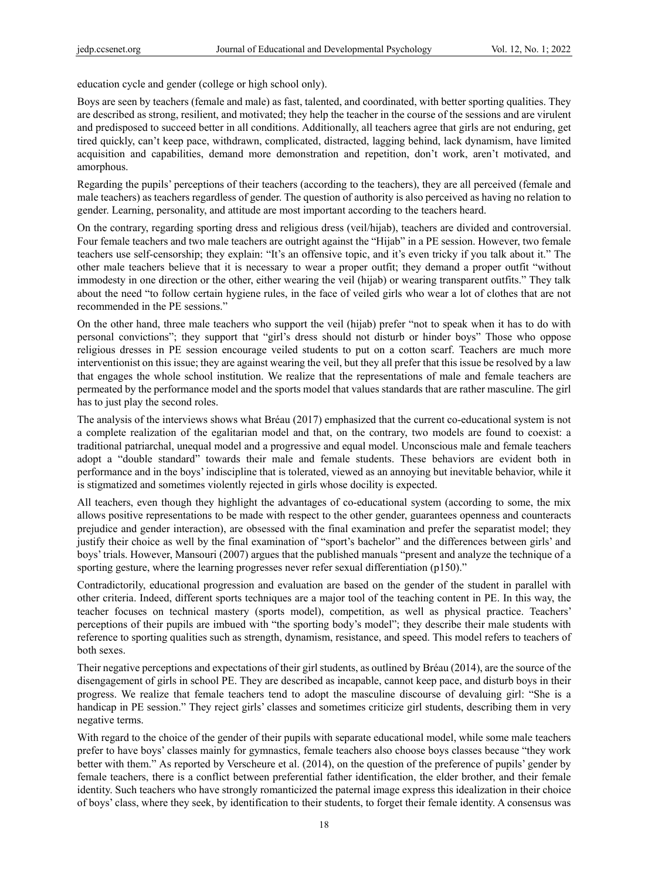education cycle and gender (college or high school only).

Boys are seen by teachers (female and male) as fast, talented, and coordinated, with better sporting qualities. They are described as strong, resilient, and motivated; they help the teacher in the course of the sessions and are virulent and predisposed to succeed better in all conditions. Additionally, all teachers agree that girls are not enduring, get tired quickly, can't keep pace, withdrawn, complicated, distracted, lagging behind, lack dynamism, have limited acquisition and capabilities, demand more demonstration and repetition, don't work, aren't motivated, and amorphous.

Regarding the pupils' perceptions of their teachers (according to the teachers), they are all perceived (female and male teachers) as teachers regardless of gender. The question of authority is also perceived as having no relation to gender. Learning, personality, and attitude are most important according to the teachers heard.

On the contrary, regarding sporting dress and religious dress (veil/hijab), teachers are divided and controversial. Four female teachers and two male teachers are outright against the "Hijab" in a PE session. However, two female teachers use self-censorship; they explain: "It's an offensive topic, and it's even tricky if you talk about it." The other male teachers believe that it is necessary to wear a proper outfit; they demand a proper outfit "without immodesty in one direction or the other, either wearing the veil (hijab) or wearing transparent outfits." They talk about the need "to follow certain hygiene rules, in the face of veiled girls who wear a lot of clothes that are not recommended in the PE sessions."

On the other hand, three male teachers who support the veil (hijab) prefer "not to speak when it has to do with personal convictions"; they support that "girl's dress should not disturb or hinder boys" Those who oppose religious dresses in PE session encourage veiled students to put on a cotton scarf. Teachers are much more interventionist on this issue; they are against wearing the veil, but they all prefer that this issue be resolved by a law that engages the whole school institution. We realize that the representations of male and female teachers are permeated by the performance model and the sports model that values standards that are rather masculine. The girl has to just play the second roles.

The analysis of the interviews shows what Bréau (2017) emphasized that the current co-educational system is not a complete realization of the egalitarian model and that, on the contrary, two models are found to coexist: a traditional patriarchal, unequal model and a progressive and equal model. Unconscious male and female teachers adopt a "double standard" towards their male and female students. These behaviors are evident both in performance and in the boys' indiscipline that is tolerated, viewed as an annoying but inevitable behavior, while it is stigmatized and sometimes violently rejected in girls whose docility is expected.

All teachers, even though they highlight the advantages of co-educational system (according to some, the mix allows positive representations to be made with respect to the other gender, guarantees openness and counteracts prejudice and gender interaction), are obsessed with the final examination and prefer the separatist model; they justify their choice as well by the final examination of "sport's bachelor" and the differences between girls' and boys' trials. However, Mansouri (2007) argues that the published manuals "present and analyze the technique of a sporting gesture, where the learning progresses never refer sexual differentiation (p150)."

Contradictorily, educational progression and evaluation are based on the gender of the student in parallel with other criteria. Indeed, different sports techniques are a major tool of the teaching content in PE. In this way, the teacher focuses on technical mastery (sports model), competition, as well as physical practice. Teachers' perceptions of their pupils are imbued with "the sporting body's model"; they describe their male students with reference to sporting qualities such as strength, dynamism, resistance, and speed. This model refers to teachers of both sexes.

Their negative perceptions and expectations of their girl students, as outlined by Bréau (2014), are the source of the disengagement of girls in school PE. They are described as incapable, cannot keep pace, and disturb boys in their progress. We realize that female teachers tend to adopt the masculine discourse of devaluing girl: "She is a handicap in PE session." They reject girls' classes and sometimes criticize girl students, describing them in very negative terms.

With regard to the choice of the gender of their pupils with separate educational model, while some male teachers prefer to have boys' classes mainly for gymnastics, female teachers also choose boys classes because "they work better with them." As reported by Verscheure et al. (2014), on the question of the preference of pupils' gender by female teachers, there is a conflict between preferential father identification, the elder brother, and their female identity. Such teachers who have strongly romanticized the paternal image express this idealization in their choice of boys' class, where they seek, by identification to their students, to forget their female identity. A consensus was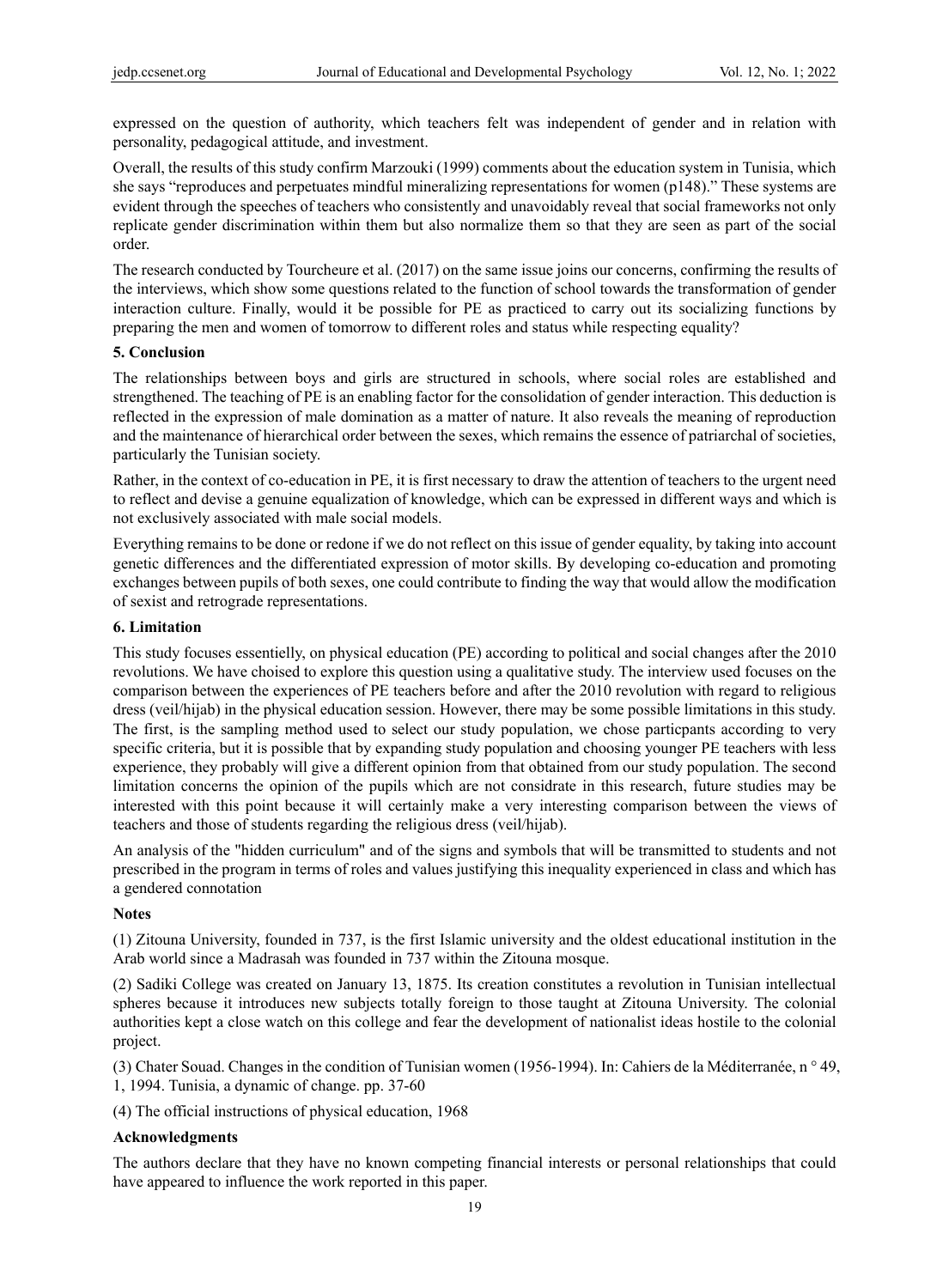expressed on the question of authority, which teachers felt was independent of gender and in relation with personality, pedagogical attitude, and investment.

Overall, the results of this study confirm Marzouki (1999) comments about the education system in Tunisia, which she says "reproduces and perpetuates mindful mineralizing representations for women (p148)." These systems are evident through the speeches of teachers who consistently and unavoidably reveal that social frameworks not only replicate gender discrimination within them but also normalize them so that they are seen as part of the social order.

The research conducted by Tourcheure et al. (2017) on the same issue joins our concerns, confirming the results of the interviews, which show some questions related to the function of school towards the transformation of gender interaction culture. Finally, would it be possible for PE as practiced to carry out its socializing functions by preparing the men and women of tomorrow to different roles and status while respecting equality?

## 5. Conclusion

The relationships between boys and girls are structured in schools, where social roles are established and strengthened. The teaching of PE is an enabling factor for the consolidation of gender interaction. This deduction is reflected in the expression of male domination as a matter of nature. It also reveals the meaning of reproduction and the maintenance of hierarchical order between the sexes, which remains the essence of patriarchal of societies, particularly the Tunisian society.

Rather, in the context of co-education in PE, it is first necessary to draw the attention of teachers to the urgent need to reflect and devise a genuine equalization of knowledge, which can be expressed in different ways and which is not exclusively associated with male social models.

Everything remains to be done or redone if we do not reflect on this issue of gender equality, by taking into account genetic differences and the differentiated expression of motor skills. By developing co-education and promoting exchanges between pupils of both sexes, one could contribute to finding the way that would allow the modification of sexist and retrograde representations.

## 6. Limitation

This study focuses essentielly, on physical education (PE) according to political and social changes after the 2010 revolutions. We have choised to explore this question using a qualitative study. The interview used focuses on the comparison between the experiences of PE teachers before and after the 2010 revolution with regard to religious dress (veil/hijab) in the physical education session. However, there may be some possible limitations in this study. The first, is the sampling method used to select our study population, we chose particpants according to very specific criteria, but it is possible that by expanding study population and choosing younger PE teachers with less experience, they probably will give a different opinion from that obtained from our study population. The second limitation concerns the opinion of the pupils which are not considrate in this research, future studies may be interested with this point because it will certainly make a very interesting comparison between the views of teachers and those of students regarding the religious dress (veil/hijab).

An analysis of the "hidden curriculum" and of the signs and symbols that will be transmitted to students and not prescribed in the program in terms of roles and values justifying this inequality experienced in class and which has a gendered connotation

## Notes

(1) Zitouna University, founded in 737, is the first Islamic university and the oldest educational institution in the Arab world since a Madrasah was founded in 737 within the Zitouna mosque.

(2) Sadiki College was created on January 13, 1875. Its creation constitutes a revolution in Tunisian intellectual spheres because it introduces new subjects totally foreign to those taught at Zitouna University. The colonial authorities kept a close watch on this college and fear the development of nationalist ideas hostile to the colonial project.

(3) Chater Souad. Changes in the condition of Tunisian women (1956-1994). In: Cahiers de la Méditerranée, n ° 49, 1, 1994. Tunisia, a dynamic of change. pp. 37-60

(4) The official instructions of physical education, 1968

## Acknowledgments

The authors declare that they have no known competing financial interests or personal relationships that could have appeared to influence the work reported in this paper.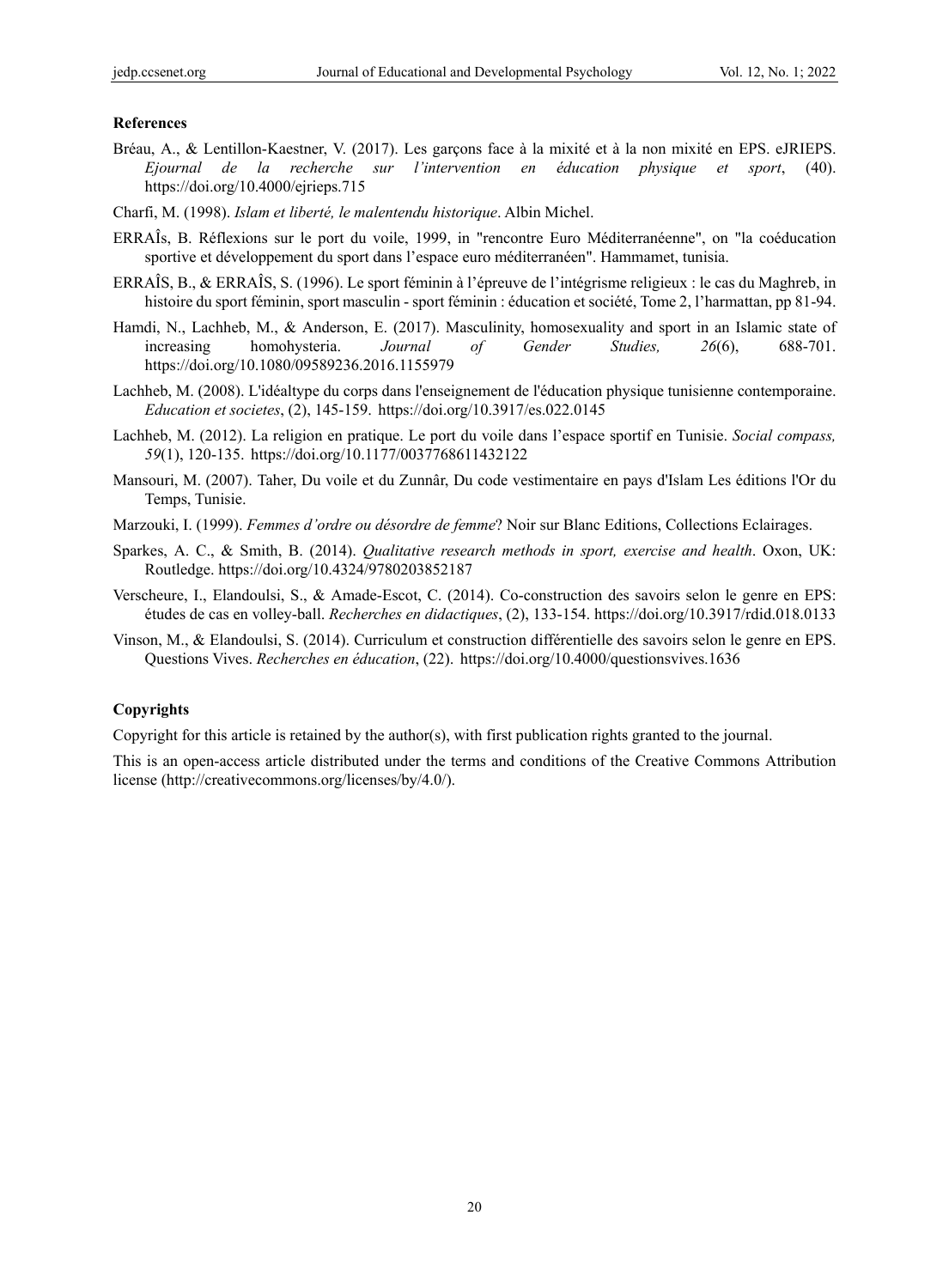## References

Bréau, A., & Lentillon-Kaestner, V. (2017). Les garçons face à la mixité et à la non mixité en EPS. eJRIEPS. *Ejournal de la recherche sur l'intervention en éducation physique et sport*, (40). https://doi.org/10.4000/ejrieps.715

Charfi, M. (1998). *Islam et liberté, le malentendu historique*. Albin Michel.

ERRAÎs, B. Réflexions sur le port du voile, 1999, in "rencontre Euro Méditerranéenne", on "la coéducation sportive et développement du sport dans l'espace euro méditerranéen". Hammamet, tunisia.

ERRAÎS, B., & ERRAÎS, S. (1996). Le sport féminin à l'épreuve de l'intégrisme religieux : le cas du Maghreb, in histoire du sport féminin, sport masculin - sport féminin : éducation et société, Tome 2, l'harmattan, pp 81-94.

Hamdi, N., Lachheb, M., & Anderson, E. (2017). Masculinity, homosexuality and sport in an Islamic state of increasing homohysteria. *Journal of Gender Studies, 26*(6), 688-701. https://doi.org/10.1080/09589236.2016.1155979

Lachheb, M. (2008). L'idéaltype du corps dans l'enseignement de l'éducation physique tunisienne contemporaine. *Education et societes*, (2), 145-159. https://doi.org/10.3917/es.022.0145

Lachheb, M. (2012). La religion en pratique. Le port du voile dans l'espace sportif en Tunisie. *Social compass, 59*(1), 120-135. https://doi.org/10.1177/0037768611432122

Mansouri, M. (2007). Taher, Du voile et du Zunnâr, Du code vestimentaire en pays d'Islam Les éditions l'Or du Temps, Tunisie.

Marzouki, I. (1999). *Femmes d'ordre ou désordre de femme*? Noir sur Blanc Editions, Collections Eclairages.

Sparkes, A. C., & Smith, B. (2014). *Qualitative research methods in sport, exercise and health*. Oxon, UK: Routledge. https://doi.org/10.4324/9780203852187

Verscheure, I., Elandoulsi, S., & Amade-Escot, C. (2014). Co-construction des savoirs selon le genre en EPS: études de cas en volley-ball. *Recherches en didactiques*, (2), 133-154. https://doi.org/10.3917/rdid.018.0133

Vinson, M., & Elandoulsi, S. (2014). Curriculum et construction différentielle des savoirs selon le genre en EPS. Questions Vives. *Recherches en éducation*, (22). https://doi.org/10.4000/questionsvives.1636

## Copyrights

Copyright for this article is retained by the author(s), with first publication rights granted to the journal.

This is an open-access article distributed under the terms and conditions of the Creative Commons Attribution license (http://creativecommons.org/licenses/by/4.0/).